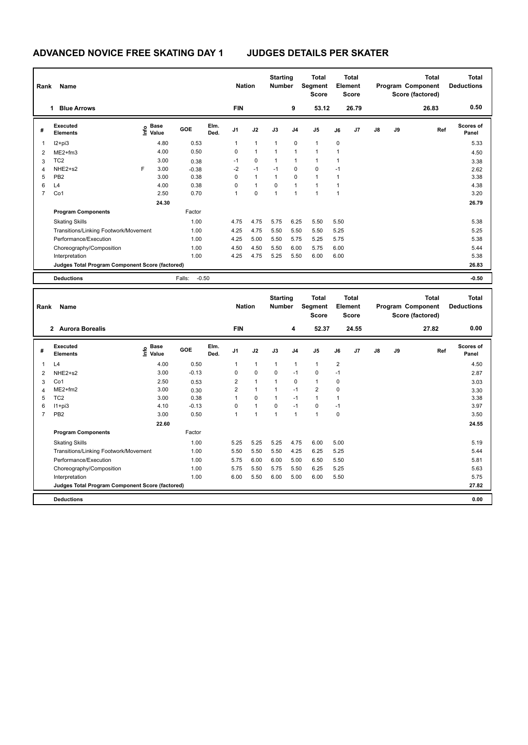# ADVANCED NOVICE FREE SKATING DAY 1 JUDGES DETAILS PER SKATER

| Rank | Name | Nation | Starting Number | Total Segment Score | Total Element Score | Total Program Component Score (factored) | Total Deductions |
|---|---|---|---|---|---|---|---|
| 1 | Blue Arrows | FIN | 9 | 53.12 | 26.79 | 26.83 | 0.50 |

| # | Executed Elements | Info | Base Value | GOE | Elm. Ded. | J1 | J2 | J3 | J4 | J5 | J6 | J7 | J8 | J9 | Ref | Scores of Panel |
|---|---|---|---|---|---|---|---|---|---|---|---|---|---|---|---|---|
| 1 | I2+pi3 | | 4.80 | 0.53 | | 1 | 1 | 1 | 0 | 1 | 0 | | | | | 5.33 |
| 2 | ME2+fm3 | | 4.00 | 0.50 | | 0 | 1 | 1 | 1 | 1 | 1 | | | | | 4.50 |
| 3 | TC2 | | 3.00 | 0.38 | | -1 | 0 | 1 | 1 | 1 | 1 | | | | | 3.38 |
| 4 | NHE2+s2 | F | 3.00 | -0.38 | | -2 | -1 | -1 | 0 | 0 | -1 | | | | | 2.62 |
| 5 | PB2 | | 3.00 | 0.38 | | 0 | 1 | 1 | 0 | 1 | 1 | | | | | 3.38 |
| 6 | L4 | | 4.00 | 0.38 | | 0 | 1 | 0 | 1 | 1 | 1 | | | | | 4.38 |
| 7 | Co1 | | 2.50 | 0.70 | | 1 | 0 | 1 | 1 | 1 | 1 | | | | | 3.20 |
| | | | 24.30 | | | | | | | | | | | | | 26.79 |
| | **Program Components** | | | Factor | | | | | | | | | | | | |
| | Skating Skills | | | 1.00 | | 4.75 | 4.75 | 5.75 | 6.25 | 5.50 | 5.50 | | | | | 5.38 |
| | Transitions/Linking Footwork/Movement | | | 1.00 | | 4.25 | 4.75 | 5.50 | 5.50 | 5.50 | 5.25 | | | | | 5.25 |
| | Performance/Execution | | | 1.00 | | 4.25 | 5.00 | 5.50 | 5.75 | 5.25 | 5.75 | | | | | 5.38 |
| | Choreography/Composition | | | 1.00 | | 4.50 | 4.50 | 5.50 | 6.00 | 5.75 | 6.00 | | | | | 5.44 |
| | Interpretation | | | 1.00 | | 4.25 | 4.75 | 5.25 | 5.50 | 6.00 | 6.00 | | | | | 5.38 |
| | **Judges Total Program Component Score (factored)** | | | | | | | | | | | | | | | 26.83 |
| | **Deductions** | | | Falls: -0.50 | | | | | | | | | | | | -0.50 |

| Rank | Name | Nation | Starting Number | Total Segment Score | Total Element Score | Total Program Component Score (factored) | Total Deductions |
|---|---|---|---|---|---|---|---|
| 2 | Aurora Borealis | FIN | 4 | 52.37 | 24.55 | 27.82 | 0.00 |

| # | Executed Elements | Info | Base Value | GOE | Elm. Ded. | J1 | J2 | J3 | J4 | J5 | J6 | J7 | J8 | J9 | Ref | Scores of Panel |
|---|---|---|---|---|---|---|---|---|---|---|---|---|---|---|---|---|
| 1 | L4 | | 4.00 | 0.50 | | 1 | 1 | 1 | 1 | 1 | 2 | | | | | 4.50 |
| 2 | NHE2+s2 | | 3.00 | -0.13 | | 0 | 0 | 0 | -1 | 0 | -1 | | | | | 2.87 |
| 3 | Co1 | | 2.50 | 0.53 | | 2 | 1 | 1 | 0 | 1 | 0 | | | | | 3.03 |
| 4 | ME2+fm2 | | 3.00 | 0.30 | | 2 | 1 | 1 | -1 | 2 | 0 | | | | | 3.30 |
| 5 | TC2 | | 3.00 | 0.38 | | 1 | 0 | 1 | -1 | 1 | 1 | | | | | 3.38 |
| 6 | I1+pi3 | | 4.10 | -0.13 | | 0 | 1 | 0 | -1 | 0 | -1 | | | | | 3.97 |
| 7 | PB2 | | 3.00 | 0.50 | | 1 | 1 | 1 | 1 | 1 | 0 | | | | | 3.50 |
| | | | 22.60 | | | | | | | | | | | | | 24.55 |
| | **Program Components** | | | Factor | | | | | | | | | | | | |
| | Skating Skills | | | 1.00 | | 5.25 | 5.25 | 5.25 | 4.75 | 6.00 | 5.00 | | | | | 5.19 |
| | Transitions/Linking Footwork/Movement | | | 1.00 | | 5.50 | 5.50 | 5.50 | 4.25 | 6.25 | 5.25 | | | | | 5.44 |
| | Performance/Execution | | | 1.00 | | 5.75 | 6.00 | 6.00 | 5.00 | 6.50 | 5.50 | | | | | 5.81 |
| | Choreography/Composition | | | 1.00 | | 5.75 | 5.50 | 5.75 | 5.50 | 6.25 | 5.25 | | | | | 5.63 |
| | Interpretation | | | 1.00 | | 6.00 | 5.50 | 6.00 | 5.00 | 6.00 | 5.50 | | | | | 5.75 |
| | **Judges Total Program Component Score (factored)** | | | | | | | | | | | | | | | 27.82 |
| | **Deductions** | | | | | | | | | | | | | | | 0.00 |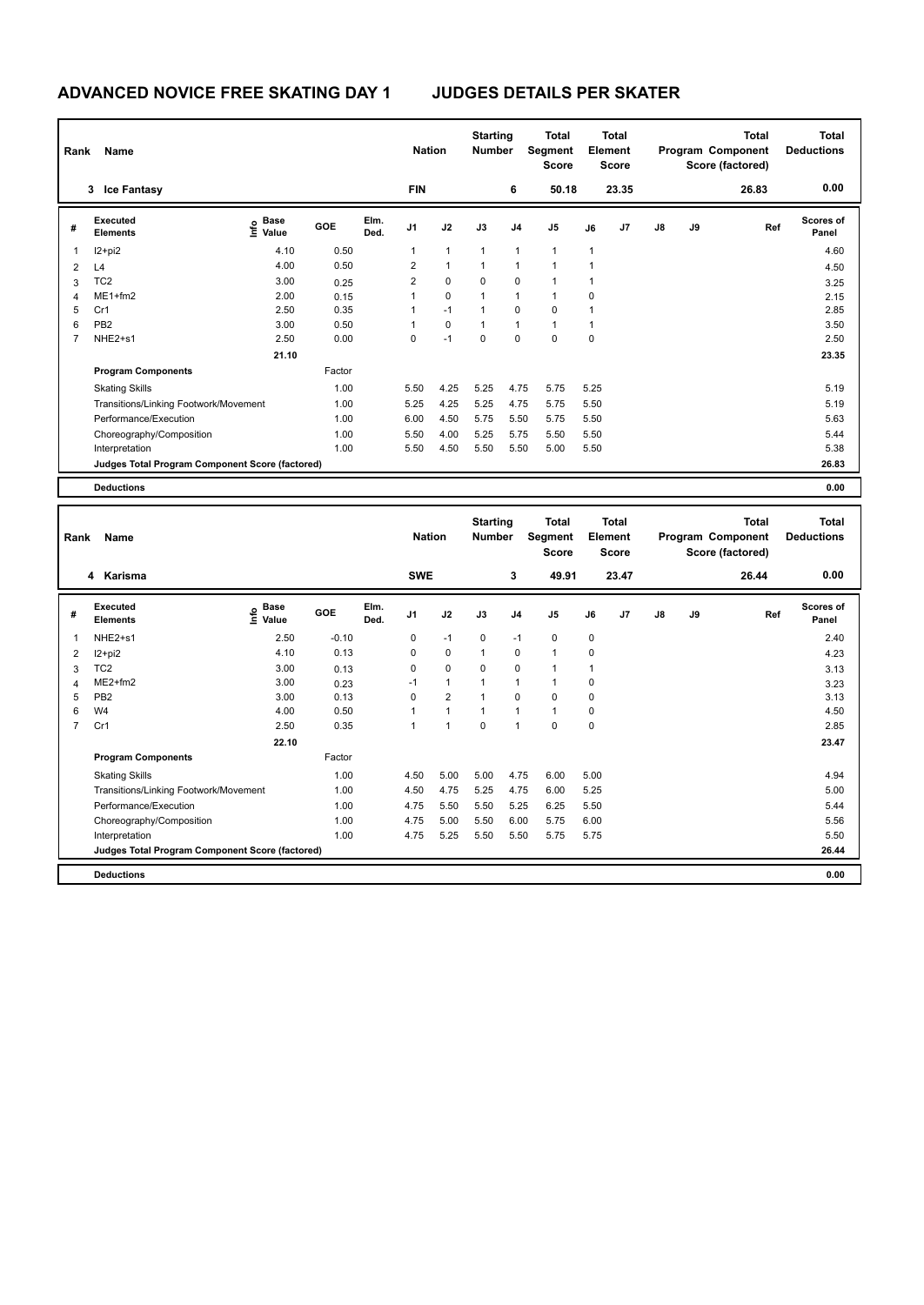# ADVANCED NOVICE FREE SKATING DAY 1 JUDGES DETAILS PER SKATER

| Rank | Name | Nation | Starting Number | Total Segment Score | Total Element Score | Total Program Component Score (factored) | Total Deductions |
|---|---|---|---|---|---|---|---|
| 3 | Ice Fantasy | FIN | 6 | 50.18 | 23.35 | 26.83 | 0.00 |

| # | Executed Elements | Info | Base Value | GOE | Elm. Ded. | J1 | J2 | J3 | J4 | J5 | J6 | J7 | J8 | J9 | Ref | Scores of Panel |
|---|---|---|---|---|---|---|---|---|---|---|---|---|---|---|---|---|
| 1 | I2+pi2 | | 4.10 | 0.50 | | 1 | 1 | 1 | 1 | 1 | 1 | | | | | 4.60 |
| 2 | L4 | | 4.00 | 0.50 | | 2 | 1 | 1 | 1 | 1 | 1 | | | | | 4.50 |
| 3 | TC2 | | 3.00 | 0.25 | | 2 | 0 | 0 | 0 | 1 | 1 | | | | | 3.25 |
| 4 | ME1+fm2 | | 2.00 | 0.15 | | 1 | 0 | 1 | 1 | 1 | 0 | | | | | 2.15 |
| 5 | Cr1 | | 2.50 | 0.35 | | 1 | -1 | 1 | 0 | 0 | 1 | | | | | 2.85 |
| 6 | PB2 | | 3.00 | 0.50 | | 1 | 0 | 1 | 1 | 1 | 1 | | | | | 3.50 |
| 7 | NHE2+s1 | | 2.50 | 0.00 | | 0 | -1 | 0 | 0 | 0 | 0 | | | | | 2.50 |
| | | | 21.10 | | | | | | | | | | | | | 23.35 |

| Program Components | Factor | J1 | J2 | J3 | J4 | J5 | J6 | J7 | J8 | J9 | Scores of Panel |
|---|---|---|---|---|---|---|---|---|---|---|---|
| Skating Skills | 1.00 | 5.50 | 4.25 | 5.25 | 4.75 | 5.75 | 5.25 | | | | 5.19 |
| Transitions/Linking Footwork/Movement | 1.00 | 5.25 | 4.25 | 5.25 | 4.75 | 5.75 | 5.50 | | | | 5.19 |
| Performance/Execution | 1.00 | 6.00 | 4.50 | 5.75 | 5.50 | 5.75 | 5.50 | | | | 5.63 |
| Choreography/Composition | 1.00 | 5.50 | 4.00 | 5.25 | 5.75 | 5.50 | 5.50 | | | | 5.44 |
| Interpretation | 1.00 | 5.50 | 4.50 | 5.50 | 5.50 | 5.00 | 5.50 | | | | 5.38 |
| Judges Total Program Component Score (factored) | | | | | | | | | | | 26.83 |

| Deductions | 0.00 |
|---|---|

| Rank | Name | Nation | Starting Number | Total Segment Score | Total Element Score | Total Program Component Score (factored) | Total Deductions |
|---|---|---|---|---|---|---|---|
| 4 | Karisma | SWE | 3 | 49.91 | 23.47 | 26.44 | 0.00 |

| # | Executed Elements | Info | Base Value | GOE | Elm. Ded. | J1 | J2 | J3 | J4 | J5 | J6 | J7 | J8 | J9 | Ref | Scores of Panel |
|---|---|---|---|---|---|---|---|---|---|---|---|---|---|---|---|---|
| 1 | NHE2+s1 | | 2.50 | -0.10 | | 0 | -1 | 0 | -1 | 0 | 0 | | | | | 2.40 |
| 2 | I2+pi2 | | 4.10 | 0.13 | | 0 | 0 | 1 | 0 | 1 | 0 | | | | | 4.23 |
| 3 | TC2 | | 3.00 | 0.13 | | 0 | 0 | 0 | 0 | 1 | 1 | | | | | 3.13 |
| 4 | ME2+fm2 | | 3.00 | 0.23 | | -1 | 1 | 1 | 1 | 1 | 0 | | | | | 3.23 |
| 5 | PB2 | | 3.00 | 0.13 | | 0 | 2 | 1 | 0 | 0 | 0 | | | | | 3.13 |
| 6 | W4 | | 4.00 | 0.50 | | 1 | 1 | 1 | 1 | 1 | 0 | | | | | 4.50 |
| 7 | Cr1 | | 2.50 | 0.35 | | 1 | 1 | 0 | 1 | 0 | 0 | | | | | 2.85 |
| | | | 22.10 | | | | | | | | | | | | | 23.47 |

| Program Components | Factor | J1 | J2 | J3 | J4 | J5 | J6 | J7 | J8 | J9 | Scores of Panel |
|---|---|---|---|---|---|---|---|---|---|---|---|
| Skating Skills | 1.00 | 4.50 | 5.00 | 5.00 | 4.75 | 6.00 | 5.00 | | | | 4.94 |
| Transitions/Linking Footwork/Movement | 1.00 | 4.50 | 4.75 | 5.25 | 4.75 | 6.00 | 5.25 | | | | 5.00 |
| Performance/Execution | 1.00 | 4.75 | 5.50 | 5.50 | 5.25 | 6.25 | 5.50 | | | | 5.44 |
| Choreography/Composition | 1.00 | 4.75 | 5.00 | 5.50 | 6.00 | 5.75 | 6.00 | | | | 5.56 |
| Interpretation | 1.00 | 4.75 | 5.25 | 5.50 | 5.50 | 5.75 | 5.75 | | | | 5.50 |
| Judges Total Program Component Score (factored) | | | | | | | | | | | 26.44 |

| Deductions | 0.00 |
|---|---|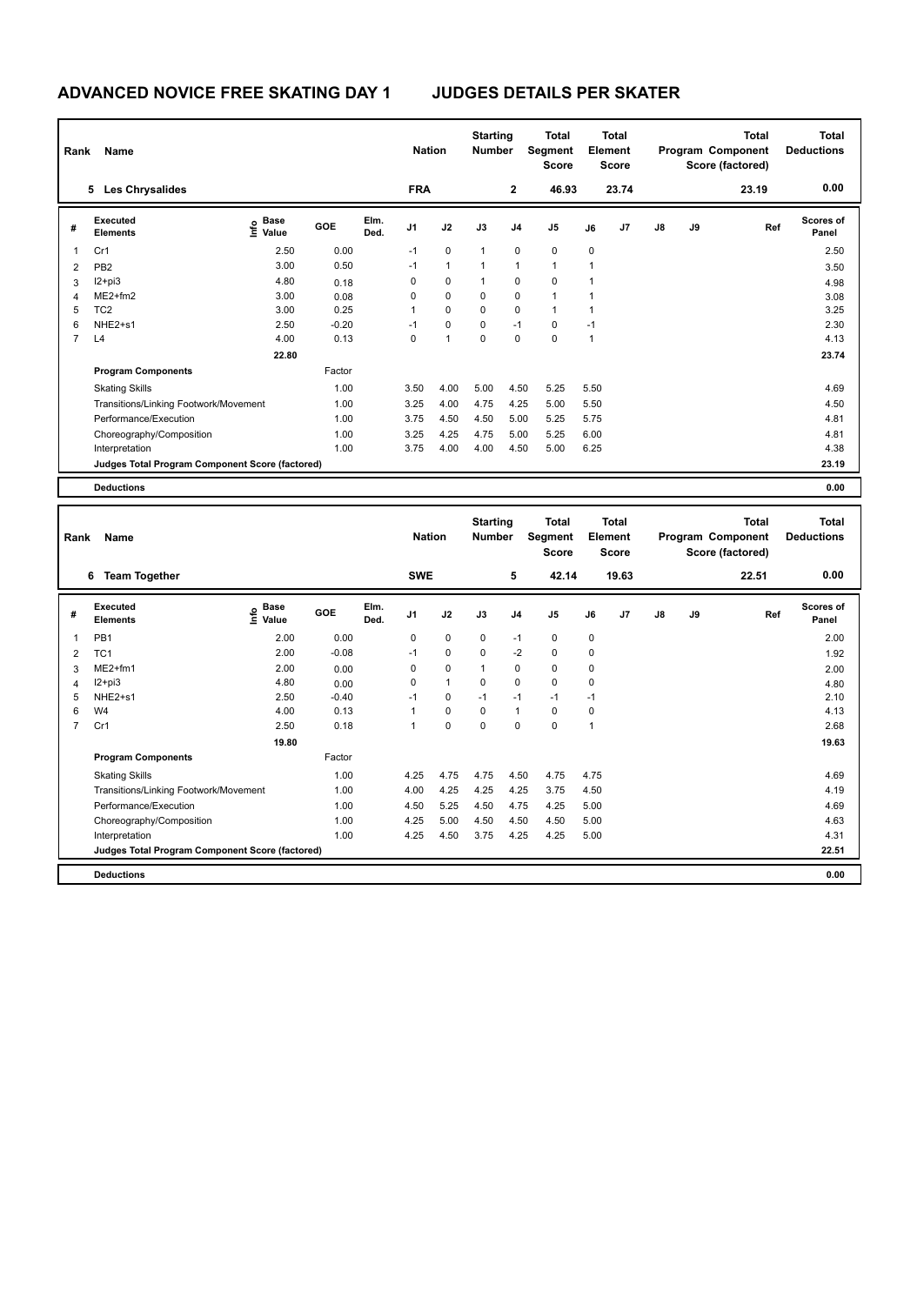# ADVANCED NOVICE FREE SKATING DAY 1 JUDGES DETAILS PER SKATER

| Rank | Name | Nation | Starting Number | Total Segment Score | Total Element Score | Total Program Component Score (factored) | Total Deductions |
|---|---|---|---|---|---|---|---|
| 5 | Les Chrysalides | FRA | 2 | 46.93 | 23.74 | 23.19 | 0.00 |

| # | Executed Elements | Info | Base Value | GOE | Elm. Ded. | J1 | J2 | J3 | J4 | J5 | J6 | J7 | J8 | J9 | Ref | Scores of Panel |
|---|---|---|---|---|---|---|---|---|---|---|---|---|---|---|---|---|
| 1 | Cr1 | | 2.50 | 0.00 | | -1 | 0 | 1 | 0 | 0 | 0 | | | | | 2.50 |
| 2 | PB2 | | 3.00 | 0.50 | | -1 | 1 | 1 | 1 | 1 | 1 | | | | | 3.50 |
| 3 | I2+pi3 | | 4.80 | 0.18 | | 0 | 0 | 1 | 0 | 0 | 1 | | | | | 4.98 |
| 4 | ME2+fm2 | | 3.00 | 0.08 | | 0 | 0 | 0 | 0 | 1 | 1 | | | | | 3.08 |
| 5 | TC2 | | 3.00 | 0.25 | | 1 | 0 | 0 | 0 | 1 | 1 | | | | | 3.25 |
| 6 | NHE2+s1 | | 2.50 | -0.20 | | -1 | 0 | 0 | -1 | 0 | -1 | | | | | 2.30 |
| 7 | L4 | | 4.00 | 0.13 | | 0 | 1 | 0 | 0 | 0 | 1 | | | | | 4.13 |
| | | | 22.80 | | | | | | | | | | | | | 23.74 |
| | **Program Components** | | | Factor | | | | | | | | | | | | |
| | Skating Skills | | | 1.00 | | 3.50 | 4.00 | 5.00 | 4.50 | 5.25 | 5.50 | | | | | 4.69 |
| | Transitions/Linking Footwork/Movement | | | 1.00 | | 3.25 | 4.00 | 4.75 | 4.25 | 5.00 | 5.50 | | | | | 4.50 |
| | Performance/Execution | | | 1.00 | | 3.75 | 4.50 | 4.50 | 5.00 | 5.25 | 5.75 | | | | | 4.81 |
| | Choreography/Composition | | | 1.00 | | 3.25 | 4.25 | 4.75 | 5.00 | 5.25 | 6.00 | | | | | 4.81 |
| | Interpretation | | | 1.00 | | 3.75 | 4.00 | 4.00 | 4.50 | 5.00 | 6.25 | | | | | 4.38 |
| | **Judges Total Program Component Score (factored)** | | | | | | | | | | | | | | | 23.19 |
| | **Deductions** | | | | | | | | | | | | | | | 0.00 |

| Rank | Name | Nation | Starting Number | Total Segment Score | Total Element Score | Total Program Component Score (factored) | Total Deductions |
|---|---|---|---|---|---|---|---|
| 6 | Team Together | SWE | 5 | 42.14 | 19.63 | 22.51 | 0.00 |

| # | Executed Elements | Info | Base Value | GOE | Elm. Ded. | J1 | J2 | J3 | J4 | J5 | J6 | J7 | J8 | J9 | Ref | Scores of Panel |
|---|---|---|---|---|---|---|---|---|---|---|---|---|---|---|---|---|
| 1 | PB1 | | 2.00 | 0.00 | | 0 | 0 | 0 | -1 | 0 | 0 | | | | | 2.00 |
| 2 | TC1 | | 2.00 | -0.08 | | -1 | 0 | 0 | -2 | 0 | 0 | | | | | 1.92 |
| 3 | ME2+fm1 | | 2.00 | 0.00 | | 0 | 0 | 1 | 0 | 0 | 0 | | | | | 2.00 |
| 4 | I2+pi3 | | 4.80 | 0.00 | | 0 | 1 | 0 | 0 | 0 | 0 | | | | | 4.80 |
| 5 | NHE2+s1 | | 2.50 | -0.40 | | -1 | 0 | -1 | -1 | -1 | -1 | | | | | 2.10 |
| 6 | W4 | | 4.00 | 0.13 | | 1 | 0 | 0 | 1 | 0 | 0 | | | | | 4.13 |
| 7 | Cr1 | | 2.50 | 0.18 | | 1 | 0 | 0 | 0 | 0 | 1 | | | | | 2.68 |
| | | | 19.80 | | | | | | | | | | | | | 19.63 |
| | **Program Components** | | | Factor | | | | | | | | | | | | |
| | Skating Skills | | | 1.00 | | 4.25 | 4.75 | 4.75 | 4.50 | 4.75 | 4.75 | | | | | 4.69 |
| | Transitions/Linking Footwork/Movement | | | 1.00 | | 4.00 | 4.25 | 4.25 | 4.25 | 3.75 | 4.50 | | | | | 4.19 |
| | Performance/Execution | | | 1.00 | | 4.50 | 5.25 | 4.50 | 4.75 | 4.25 | 5.00 | | | | | 4.69 |
| | Choreography/Composition | | | 1.00 | | 4.25 | 5.00 | 4.50 | 4.50 | 4.50 | 5.00 | | | | | 4.63 |
| | Interpretation | | | 1.00 | | 4.25 | 4.50 | 3.75 | 4.25 | 4.25 | 5.00 | | | | | 4.31 |
| | **Judges Total Program Component Score (factored)** | | | | | | | | | | | | | | | 22.51 |
| | **Deductions** | | | | | | | | | | | | | | | 0.00 |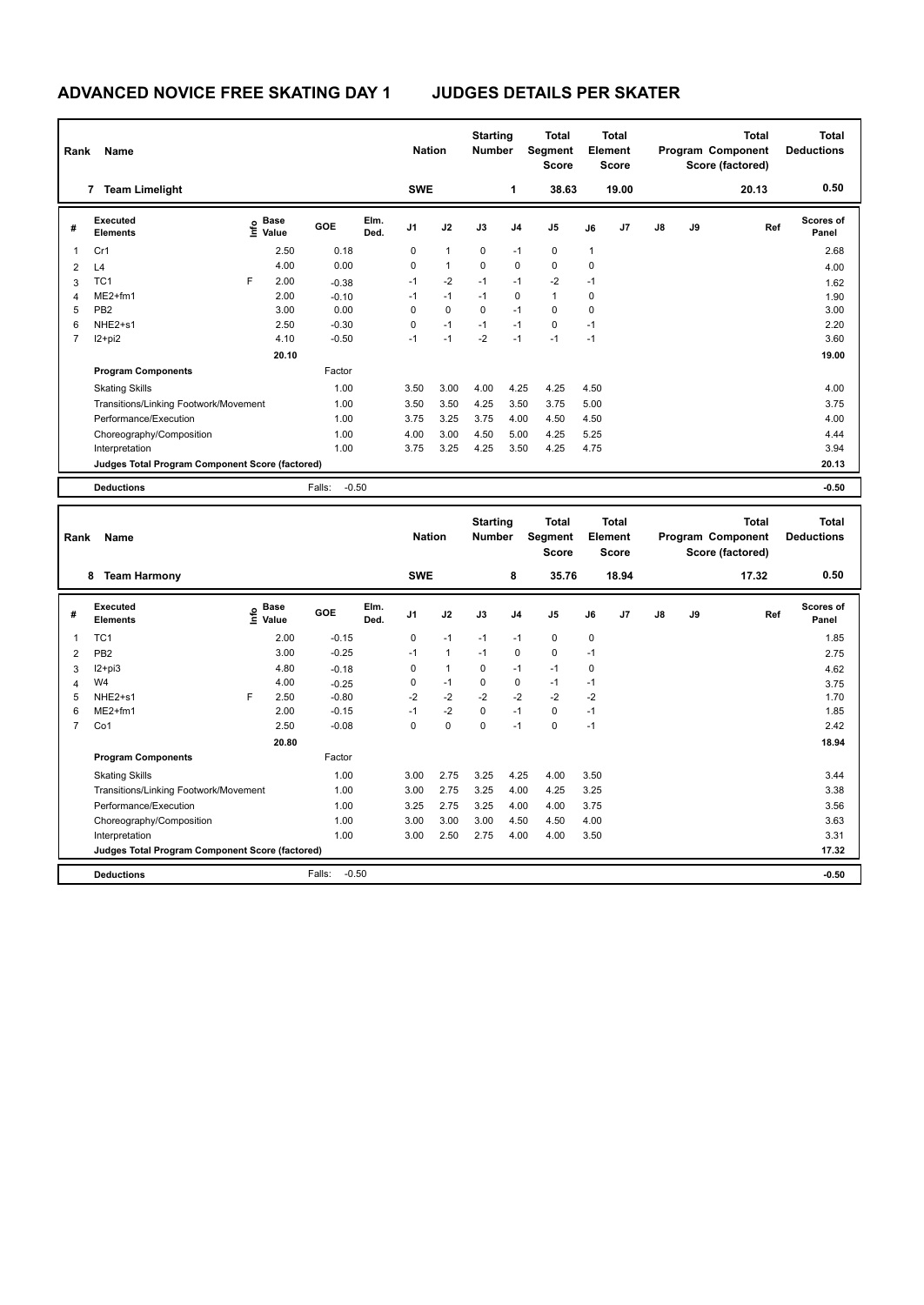# ADVANCED NOVICE FREE SKATING DAY 1 JUDGES DETAILS PER SKATER

| Rank | Name | Nation | Starting Number | Total Segment Score | Total Element Score | Total Program Component Score (factored) | Total Deductions |
|---|---|---|---|---|---|---|---|
| 7 | Team Limelight | SWE | 1 | 38.63 | 19.00 | 20.13 | 0.50 |

| # | Executed Elements | Info | Base Value | GOE | Elm. Ded. | J1 | J2 | J3 | J4 | J5 | J6 | J7 | J8 | J9 | Ref | Scores of Panel |
|---|---|---|---|---|---|---|---|---|---|---|---|---|---|---|---|---|
| 1 | Cr1 | | 2.50 | 0.18 | | 0 | 1 | 0 | -1 | 0 | 1 | | | | | 2.68 |
| 2 | L4 | | 4.00 | 0.00 | | 0 | 1 | 0 | 0 | 0 | 0 | | | | | 4.00 |
| 3 | TC1 | F | 2.00 | -0.38 | | -1 | -2 | -1 | -1 | -2 | -1 | | | | | 1.62 |
| 4 | ME2+fm1 | | 2.00 | -0.10 | | -1 | -1 | -1 | 0 | 1 | 0 | | | | | 1.90 |
| 5 | PB2 | | 3.00 | 0.00 | | 0 | 0 | 0 | -1 | 0 | 0 | | | | | 3.00 |
| 6 | NHE2+s1 | | 2.50 | -0.30 | | 0 | -1 | -1 | -1 | 0 | -1 | | | | | 2.20 |
| 7 | I2+pi2 | | 4.10 | -0.50 | | -1 | -1 | -2 | -1 | -1 | -1 | | | | | 3.60 |
| | | | 20.10 | | | | | | | | | | | | | 19.00 |
| | **Program Components** | | | Factor | | | | | | | | | | | | |
| | Skating Skills | | | 1.00 | | 3.50 | 3.00 | 4.00 | 4.25 | 4.25 | 4.50 | | | | | 4.00 |
| | Transitions/Linking Footwork/Movement | | | 1.00 | | 3.50 | 3.50 | 4.25 | 3.50 | 3.75 | 5.00 | | | | | 3.75 |
| | Performance/Execution | | | 1.00 | | 3.75 | 3.25 | 3.75 | 4.00 | 4.50 | 4.50 | | | | | 4.00 |
| | Choreography/Composition | | | 1.00 | | 4.00 | 3.00 | 4.50 | 5.00 | 4.25 | 5.25 | | | | | 4.44 |
| | Interpretation | | | 1.00 | | 3.75 | 3.25 | 4.25 | 3.50 | 4.25 | 4.75 | | | | | 3.94 |
| | **Judges Total Program Component Score (factored)** | | | | | | | | | | | | | | | 20.13 |
| | **Deductions** | | | Falls: -0.50 | | | | | | | | | | | | -0.50 |

| Rank | Name | Nation | Starting Number | Total Segment Score | Total Element Score | Total Program Component Score (factored) | Total Deductions |
|---|---|---|---|---|---|---|---|
| 8 | Team Harmony | SWE | 8 | 35.76 | 18.94 | 17.32 | 0.50 |

| # | Executed Elements | Info | Base Value | GOE | Elm. Ded. | J1 | J2 | J3 | J4 | J5 | J6 | J7 | J8 | J9 | Ref | Scores of Panel |
|---|---|---|---|---|---|---|---|---|---|---|---|---|---|---|---|---|
| 1 | TC1 | | 2.00 | -0.15 | | 0 | -1 | -1 | -1 | 0 | 0 | | | | | 1.85 |
| 2 | PB2 | | 3.00 | -0.25 | | -1 | 1 | -1 | 0 | 0 | -1 | | | | | 2.75 |
| 3 | I2+pi3 | | 4.80 | -0.18 | | 0 | 1 | 0 | -1 | -1 | 0 | | | | | 4.62 |
| 4 | W4 | | 4.00 | -0.25 | | 0 | -1 | 0 | 0 | -1 | -1 | | | | | 3.75 |
| 5 | NHE2+s1 | F | 2.50 | -0.80 | | -2 | -2 | -2 | -2 | -2 | -2 | | | | | 1.70 |
| 6 | ME2+fm1 | | 2.00 | -0.15 | | -1 | -2 | 0 | -1 | 0 | -1 | | | | | 1.85 |
| 7 | Co1 | | 2.50 | -0.08 | | 0 | 0 | 0 | -1 | 0 | -1 | | | | | 2.42 |
| | | | 20.80 | | | | | | | | | | | | | 18.94 |
| | **Program Components** | | | Factor | | | | | | | | | | | | |
| | Skating Skills | | | 1.00 | | 3.00 | 2.75 | 3.25 | 4.25 | 4.00 | 3.50 | | | | | 3.44 |
| | Transitions/Linking Footwork/Movement | | | 1.00 | | 3.00 | 2.75 | 3.25 | 4.00 | 4.25 | 3.25 | | | | | 3.38 |
| | Performance/Execution | | | 1.00 | | 3.25 | 2.75 | 3.25 | 4.00 | 4.00 | 3.75 | | | | | 3.56 |
| | Choreography/Composition | | | 1.00 | | 3.00 | 3.00 | 3.00 | 4.50 | 4.50 | 4.00 | | | | | 3.63 |
| | Interpretation | | | 1.00 | | 3.00 | 2.50 | 2.75 | 4.00 | 4.00 | 3.50 | | | | | 3.31 |
| | **Judges Total Program Component Score (factored)** | | | | | | | | | | | | | | | 17.32 |
| | **Deductions** | | | Falls: -0.50 | | | | | | | | | | | | -0.50 |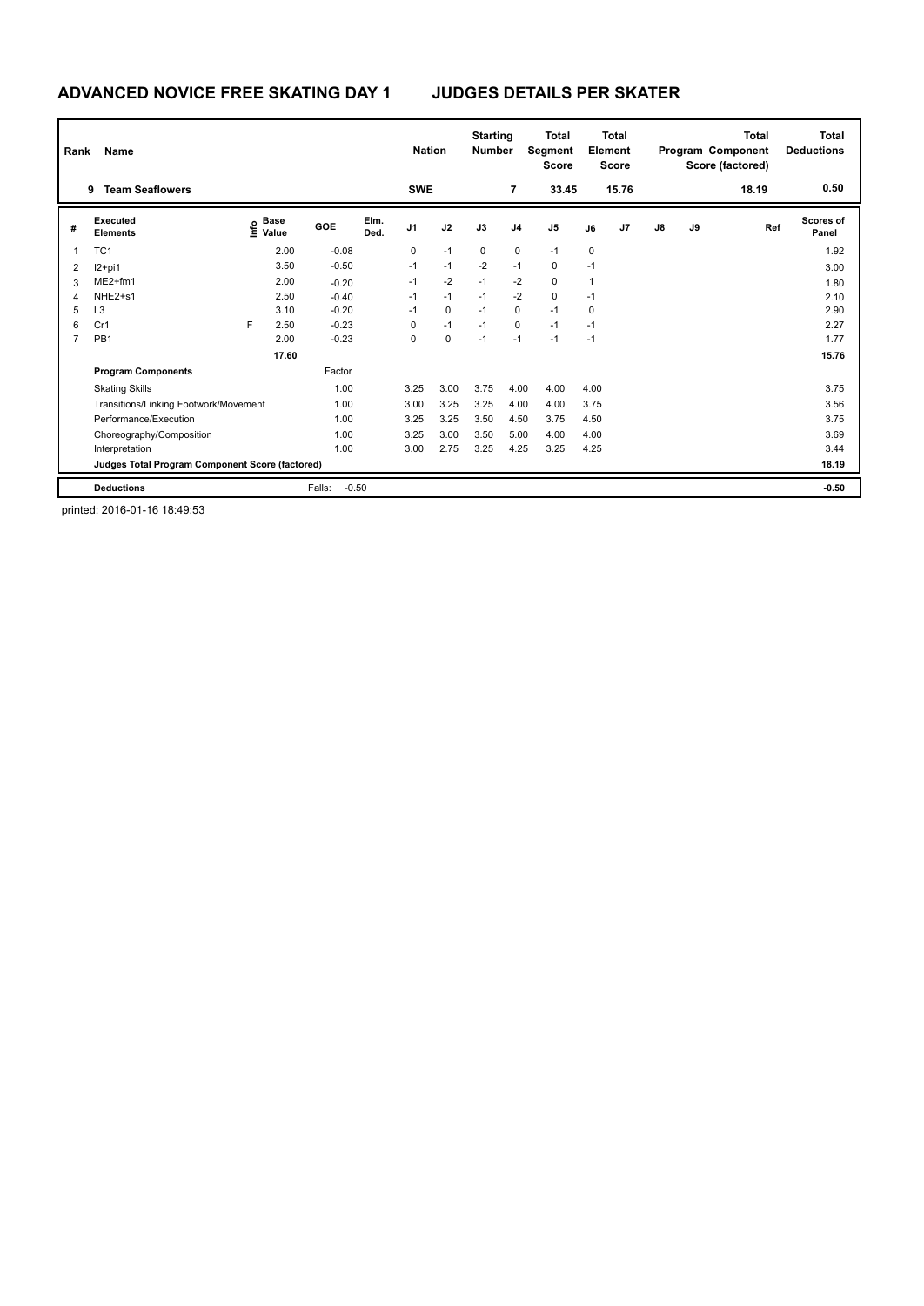# ADVANCED NOVICE FREE SKATING DAY 1 JUDGES DETAILS PER SKATER

| Rank | Name | Nation | Starting Number | Total Segment Score | Total Element Score | Total Program Component Score (factored) | Total Deductions |
|---|---|---|---|---|---|---|---|
| 9 | Team Seaflowers | SWE | 7 | 33.45 | 15.76 | 18.19 | 0.50 |

| # | Executed Elements | Info | Base Value | GOE | Elm. Ded. | J1 | J2 | J3 | J4 | J5 | J6 | J7 | J8 | J9 | Ref | Scores of Panel |
|---|---|---|---|---|---|---|---|---|---|---|---|---|---|---|---|---|
| 1 | TC1 | | 2.00 | -0.08 | | 0 | -1 | 0 | 0 | -1 | 0 | | | | | 1.92 |
| 2 | I2+pi1 | | 3.50 | -0.50 | | -1 | -1 | -2 | -1 | 0 | -1 | | | | | 3.00 |
| 3 | ME2+fm1 | | 2.00 | -0.20 | | -1 | -2 | -1 | -2 | 0 | 1 | | | | | 1.80 |
| 4 | NHE2+s1 | | 2.50 | -0.40 | | -1 | -1 | -1 | -2 | 0 | -1 | | | | | 2.10 |
| 5 | L3 | | 3.10 | -0.20 | | -1 | 0 | -1 | 0 | -1 | 0 | | | | | 2.90 |
| 6 | Cr1 | F | 2.50 | -0.23 | | 0 | -1 | -1 | 0 | -1 | -1 | | | | | 2.27 |
| 7 | PB1 | | 2.00 | -0.23 | | 0 | 0 | -1 | -1 | -1 | -1 | | | | | 1.77 |
| | | | 17.60 | | | | | | | | | | | | | 15.76 |

| Program Components | Factor | J1 | J2 | J3 | J4 | J5 | J6 | J7 | J8 | J9 | Scores of Panel |
|---|---|---|---|---|---|---|---|---|---|---|---|
| Skating Skills | 1.00 | 3.25 | 3.00 | 3.75 | 4.00 | 4.00 | 4.00 | | | | 3.75 |
| Transitions/Linking Footwork/Movement | 1.00 | 3.00 | 3.25 | 3.25 | 4.00 | 4.00 | 3.75 | | | | 3.56 |
| Performance/Execution | 1.00 | 3.25 | 3.25 | 3.50 | 4.50 | 3.75 | 4.50 | | | | 3.75 |
| Choreography/Composition | 1.00 | 3.25 | 3.00 | 3.50 | 5.00 | 4.00 | 4.00 | | | | 3.69 |
| Interpretation | 1.00 | 3.00 | 2.75 | 3.25 | 4.25 | 3.25 | 4.25 | | | | 3.44 |
| Judges Total Program Component Score (factored) | | | | | | | | | | | 18.19 |

| Deductions | Falls: | -0.50 | -0.50 |
|---|---|---|---|

printed: 2016-01-16 18:49:53